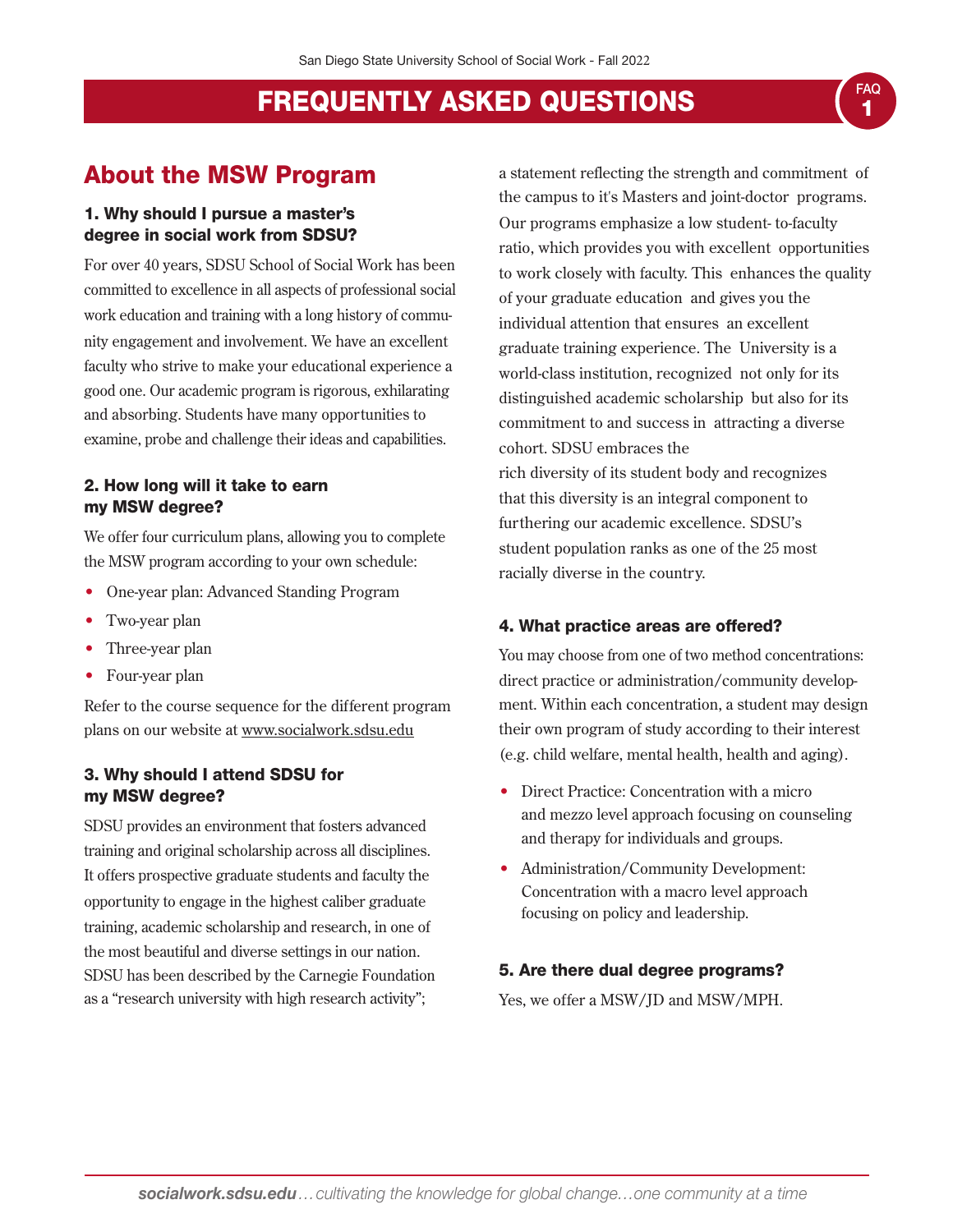# FREQUENTLY ASKED QUESTIONS

## About the MSW Program

### 1. Why should I pursue a master's degree in social work from SDSU?

For over 40 years, SDSU School of Social Work has been committed to excellence in all aspects of professional social work education and training with a long history of community engagement and involvement. We have an excellent faculty who strive to make your educational experience a good one. Our academic program is rigorous, exhilarating and absorbing. Students have many opportunities to examine, probe and challenge their ideas and capabilities.

### 2. How long will it take to earn my MSW degree?

We offer four curriculum plans, allowing you to complete the MSW program according to your own schedule:

- One-year plan: Advanced Standing Program
- Two-year plan
- Three-year plan
- Four-year plan

Refer to the course sequence for the different program plans on our website at www.socialwork.sdsu.edu

### 3. Why should I attend SDSU for my MSW degree?

SDSU provides an environment that fosters advanced training and original scholarship across all disciplines. It offers prospective graduate students and faculty the opportunity to engage in the highest caliber graduate training, academic scholarship and research, in one of the most beautiful and diverse settings in our nation. SDSU has been described by the Carnegie Foundation as a "research university with high research activity"; a statement reflecting the strength and commitment of the campus to it's Masters and joint-doctor programs. Our programs emphasize a low student- to-faculty ratio, which provides you with excellent opportunities to work closely with faculty. This enhances the quality of your graduate education and gives you the individual attention that ensures an excellent graduate training experience. The University is a world-class institution, recognized not only for its distinguished academic scholarship but also for its commitment to and success in attracting a diverse cohort. SDSU embraces the rich diversity of its student body and recognizes that this diversity is an integral component to furthering our academic excellence. SDSU's student population ranks as one of the 25 most racially diverse in the country.

### 4. What practice areas are offered?

You may choose from one of two method concentrations: direct practice or administration/community development. Within each concentration, a student may design their own program of study according to their interest (e.g. child welfare, mental health, health and aging).

- Direct Practice: Concentration with a micro and mezzo level approach focusing on counseling and therapy for individuals and groups.
- Administration/Community Development: Concentration with a macro level approach focusing on policy and leadership.

### 5. Are there dual degree programs?

Yes, we offer a MSW/JD and MSW/MPH.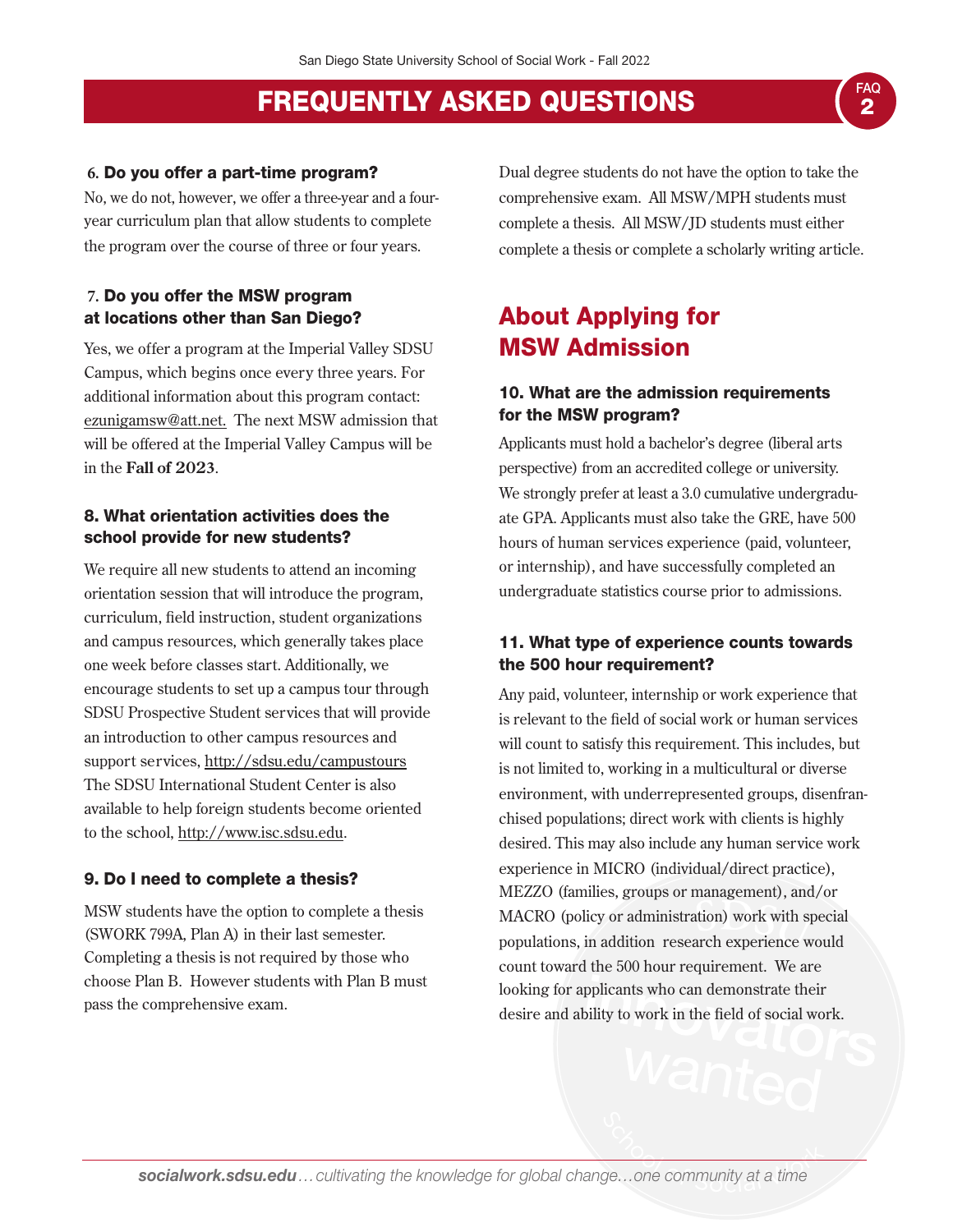## FREQUENTLY ASKED QUESTIONS

### 6. Do you offer a part-time program?

No, we do not, however, we offer a three-year and a four-year curriculum plan that allow students to complete the program over the course of three or four years.

### 7. Do you offer the MSW program at locations other than San Diego?

Yes, we offer a program at the Imperial Valley SDSU Campus, which begins once every three years. For additional information about this program contact: ezunigamsw@att.net. The next MSW admission that will be offered at the Imperial Valley Campus will be in the **Fall of 2023**.

### 8. What orientation activities does the school provide for new students?

We require all new students to attend an incoming orientation session that will introduce the program, curriculum, field instruction, student organizations and campus resources, which generally takes place one week before classes start. Additionally, we encourage students to set up a campus tour through SDSU Prospective Student services that will provide an introduction to other campus resources and support services, http://sdsu.edu/campustours The SDSU International Student Center is also available to help foreign students become oriented to the school, http://www.isc.sdsu.edu.

### 9. Do I need to complete a thesis?

MSW students have the option to complete a thesis (SWORK 799A, Plan A) in their last semester. Completing a thesis is not required by those who choose Plan B. However students with Plan B must pass the comprehensive exam.

Dual degree students do not have the option to take the comprehensive exam. All MSW/MPH students must complete a thesis. All MSW/JD students must either complete a thesis or complete a scholarly writing article.

## About Applying for MSW Admission

### 10. What are the admission requirements for the MSW program?

Applicants must hold a bachelor's degree (liberal arts perspective) from an accredited college or university. We strongly prefer at least a 3.0 cumulative undergraduate GPA. Applicants must also take the GRE, have 500 hours of human services experience (paid, volunteer, or internship), and have successfully completed an undergraduate statistics course prior to admissions.

### 11. What type of experience counts towards the 500 hour requirement?

Any paid, volunteer, internship or work experience that is relevant to the field of social work or human services will count to satisfy this requirement. This includes, but is not limited to, working in a multicultural or diverse environment, with underrepresented groups, disenfranchised populations; direct work with clients is highly desired. This may also include any human service work experience in MICRO (individual/direct practice), MEZZO (families, groups or management), and/or MACRO (policy or administration) work with special populations, in addition research experience would count toward the 500 hour requirement. We are looking for applicants who can demonstrate their desire and ability to work in the field of social work.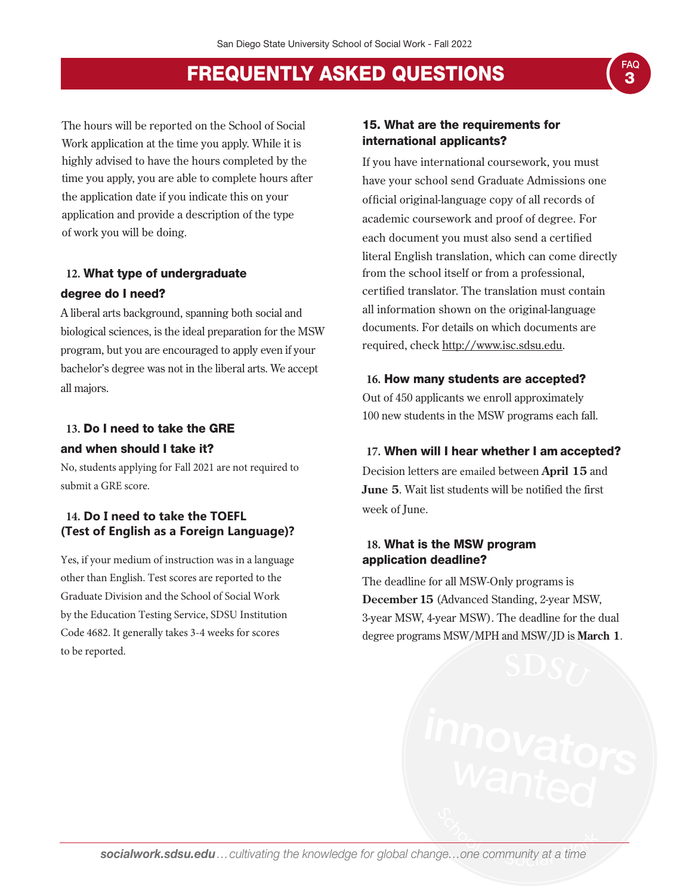# FREQUENTLY ASKED QUESTIONS

The hours will be reported on the School of Social Work application at the time you apply. While it is highly advised to have the hours completed by the time you apply, you are able to complete hours after the application date if you indicate this on your application and provide a description of the type of work you will be doing.

### 12. What type of undergraduate degree do I need?

A liberal arts background, spanning both social and biological sciences, is the ideal preparation for the MSW program, but you are encouraged to apply even if your bachelor's degree was not in the liberal arts. We accept all majors.

### 13. Do I need to take the GRE and when should I take it?

No, students applying for Fall 2021 are not required to submit a GRE score.

### 14. Do I need to take the TOEFL (Test of English as a Foreign Language)?

Yes, if your medium of instruction was in a language other than English. Test scores are reported to the Graduate Division and the School of Social Work by the Education Testing Service, SDSU Institution Code 4682. It generally takes 3-4 weeks for scores to be reported.

### 15. What are the requirements for international applicants?

If you have international coursework, you must have your school send Graduate Admissions one official original-language copy of all records of academic coursework and proof of degree. For each document you must also send a certified literal English translation, which can come directly from the school itself or from a professional, certified translator. The translation must contain all information shown on the original-language documents. For details on which documents are required, check http://www.isc.sdsu.edu.

### 16. How many students are accepted?

Out of 450 applicants we enroll approximately 100 new students in the MSW programs each fall.

### 17. When will I hear whether I am accepted?

Decision letters are emailed between **April 15** and **June 5**. Wait list students will be notified the first week of June.

### 18. What is the MSW program application deadline?

The deadline for all MSW-Only programs is **December 15** (Advanced Standing, 2-year MSW, 3-year MSW, 4-year MSW). The deadline for the dual degree programs MSW/MPH and MSW/JD is **March 1**.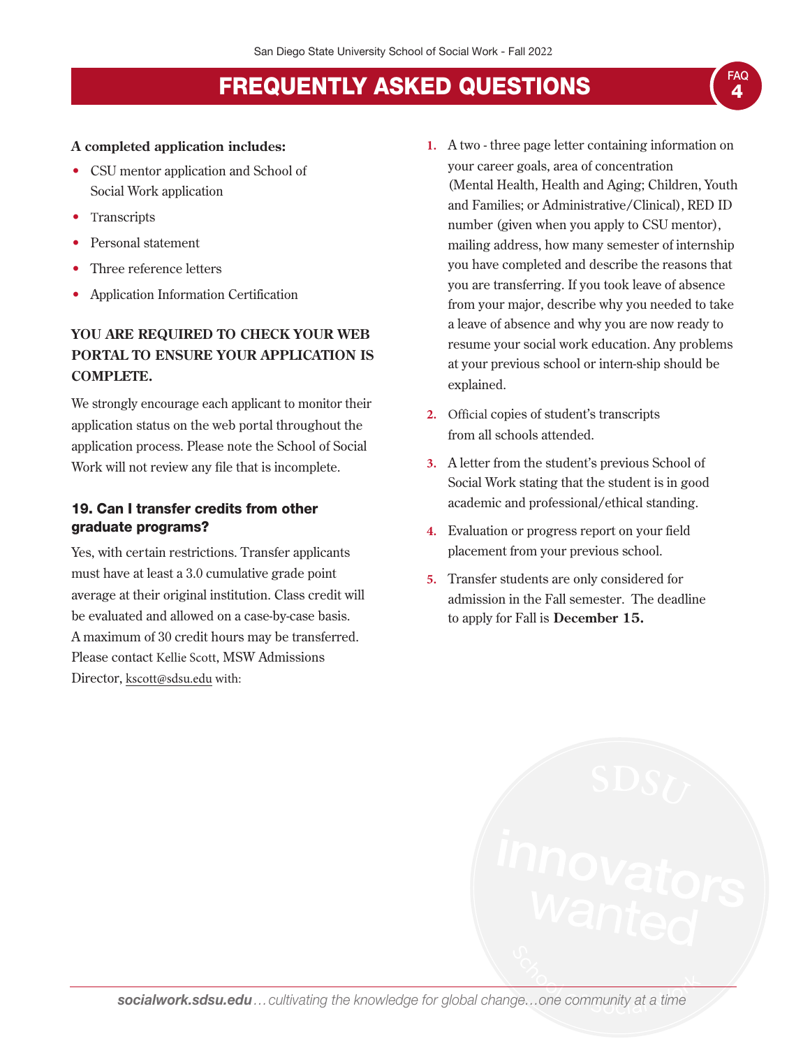# FREQUENTLY ASKED QUESTIONS

**A completed application includes:**

- CSU mentor application and School of Social Work application
- Transcripts
- Personal statement
- Three reference letters
- Application Information Certification

**YOU ARE REQUIRED TO CHECK YOUR WEB PORTAL TO ENSURE YOUR APPLICATION IS COMPLETE.**

We strongly encourage each applicant to monitor their application status on the web portal throughout the application process. Please note the School of Social Work will not review any file that is incomplete.

### 19. Can I transfer credits from other graduate programs?

Yes, with certain restrictions. Transfer applicants must have at least a 3.0 cumulative grade point average at their original institution. Class credit will be evaluated and allowed on a case-by-case basis. A maximum of 30 credit hours may be transferred. Please contact Kellie Scott, MSW Admissions Director, kscott@sdsu.edu with:

1. A two - three page letter containing information on your career goals, area of concentration (Mental Health, Health and Aging; Children, Youth and Families; or Administrative/Clinical), RED ID number (given when you apply to CSU mentor), mailing address, how many semester of internship you have completed and describe the reasons that you are transferring. If you took leave of absence from your major, describe why you needed to take a leave of absence and why you are now ready to resume your social work education. Any problems at your previous school or intern-ship should be explained.
2. Official copies of student's transcripts from all schools attended.
3. A letter from the student's previous School of Social Work stating that the student is in good academic and professional/ethical standing.
4. Evaluation or progress report on your field placement from your previous school.
5. Transfer students are only considered for admission in the Fall semester. The deadline to apply for Fall is **December 15.**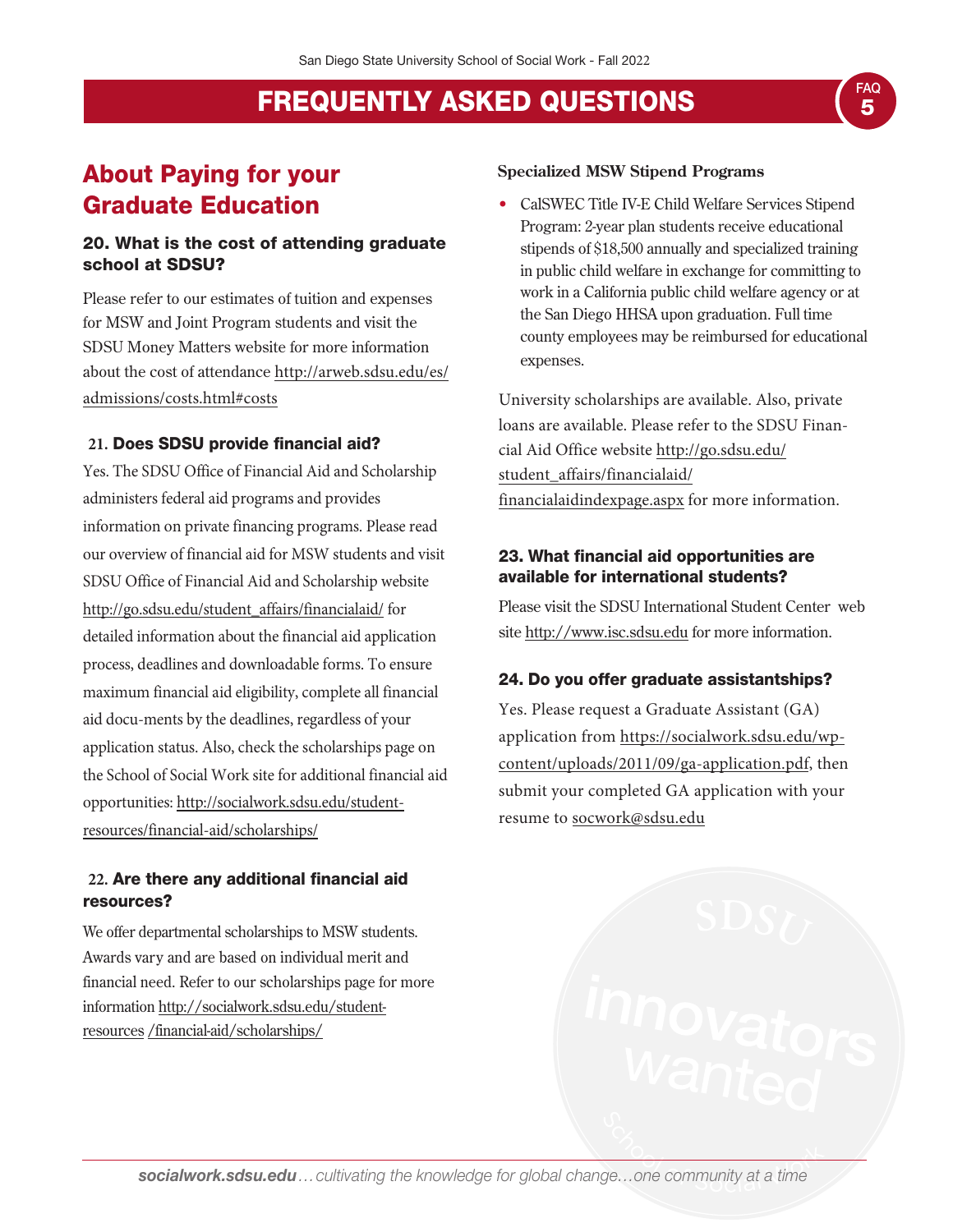# FREQUENTLY ASKED QUESTIONS

## About Paying for your Graduate Education

### 20. What is the cost of attending graduate school at SDSU?

Please refer to our estimates of tuition and expenses for MSW and Joint Program students and visit the SDSU Money Matters website for more information about the cost of attendance http://arweb.sdsu.edu/es/admissions/costs.html#costs

### 21. Does SDSU provide financial aid?

Yes. The SDSU Office of Financial Aid and Scholarship administers federal aid programs and provides information on private financing programs. Please read our overview of financial aid for MSW students and visit SDSU Office of Financial Aid and Scholarship website http://go.sdsu.edu/student_affairs/financialaid/ for detailed information about the financial aid application process, deadlines and downloadable forms. To ensure maximum financial aid eligibility, complete all financial aid docu-ments by the deadlines, regardless of your application status. Also, check the scholarships page on the School of Social Work site for additional financial aid opportunities: http://socialwork.sdsu.edu/student-resources/financial-aid/scholarships/

### 22. Are there any additional financial aid resources?

We offer departmental scholarships to MSW students. Awards vary and are based on individual merit and financial need. Refer to our scholarships page for more information http://socialwork.sdsu.edu/student-resources /financial-aid/scholarships/

**Specialized MSW Stipend Programs**

- CalSWEC Title IV-E Child Welfare Services Stipend Program: 2-year plan students receive educational stipends of $18,500 annually and specialized training in public child welfare in exchange for committing to work in a California public child welfare agency or at the San Diego HHSA upon graduation. Full time county employees may be reimbursed for educational expenses.

University scholarships are available. Also, private loans are available. Please refer to the SDSU Financial Aid Office website http://go.sdsu.edu/student_affairs/financialaid/financialaidindexpage.aspx for more information.

### 23. What financial aid opportunities are available for international students?

Please visit the SDSU International Student Center web site http://www.isc.sdsu.edu for more information.

### 24. Do you offer graduate assistantships?

Yes. Please request a Graduate Assistant (GA) application from https://socialwork.sdsu.edu/wp-content/uploads/2011/09/ga-application.pdf, then submit your completed GA application with your resume to socwork@sdsu.edu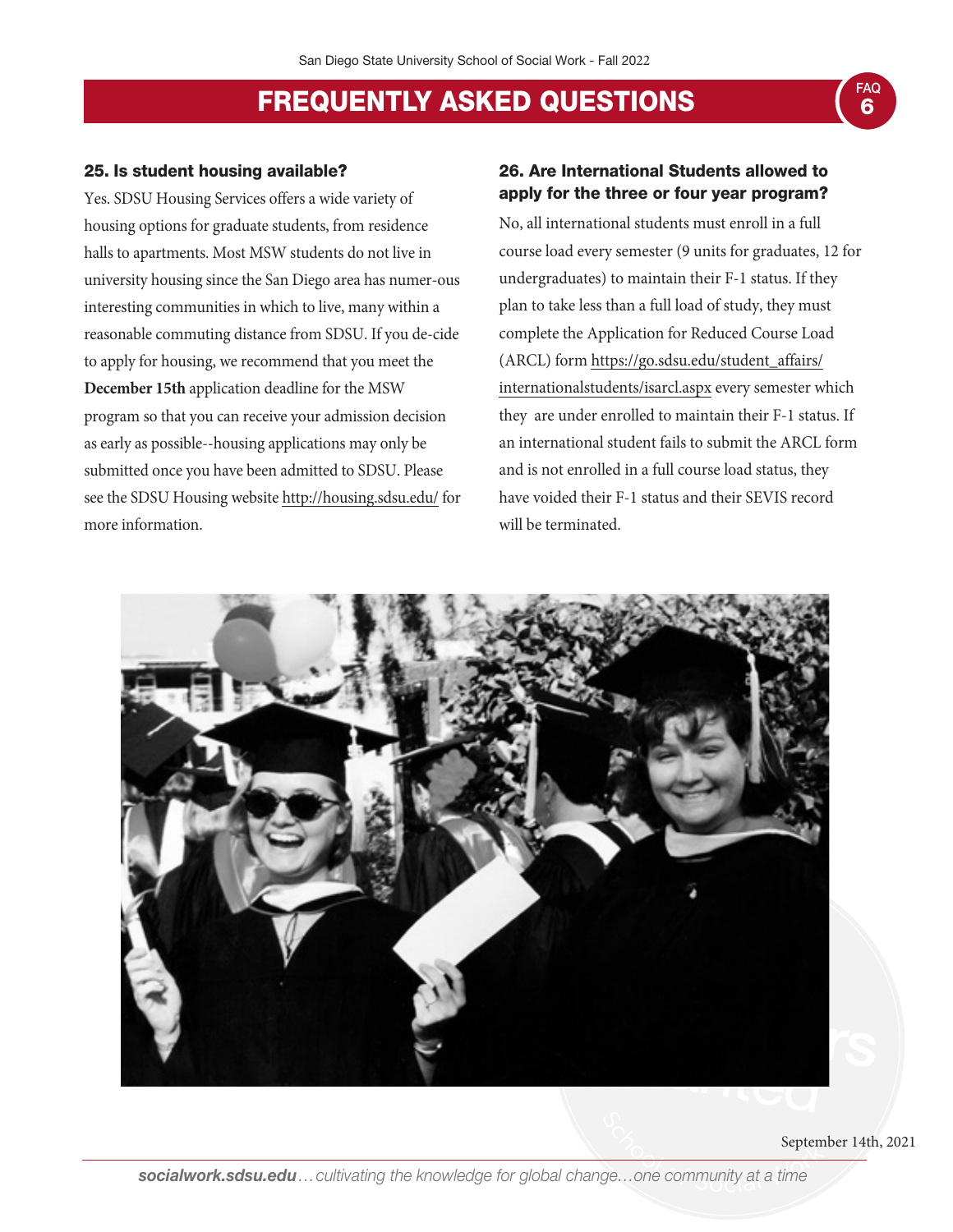# FREQUENTLY ASKED QUESTIONS

### 25. Is student housing available?

Yes. SDSU Housing Services offers a wide variety of housing options for graduate students, from residence halls to apartments. Most MSW students do not live in university housing since the San Diego area has numer-ous interesting communities in which to live, many within a reasonable commuting distance from SDSU. If you de-cide to apply for housing, we recommend that you meet the **December 15th** application deadline for the MSW program so that you can receive your admission decision as early as possible--housing applications may only be submitted once you have been admitted to SDSU. Please see the SDSU Housing website http://housing.sdsu.edu/ for more information.

### 26. Are International Students allowed to apply for the three or four year program?

No, all international students must enroll in a full course load every semester (9 units for graduates, 12 for undergraduates) to maintain their F-1 status. If they plan to take less than a full load of study, they must complete the Application for Reduced Course Load (ARCL) form https://go.sdsu.edu/student_affairs/internationalstudents/isarcl.aspx every semester which they are under enrolled to maintain their F-1 status. If an international student fails to submit the ARCL form and is not enrolled in a full course load status, they have voided their F-1 status and their SEVIS record will be terminated.

September 14th, 2021

*socialwork.sdsu.edu…cultivating the knowledge for global change…one community at a time*